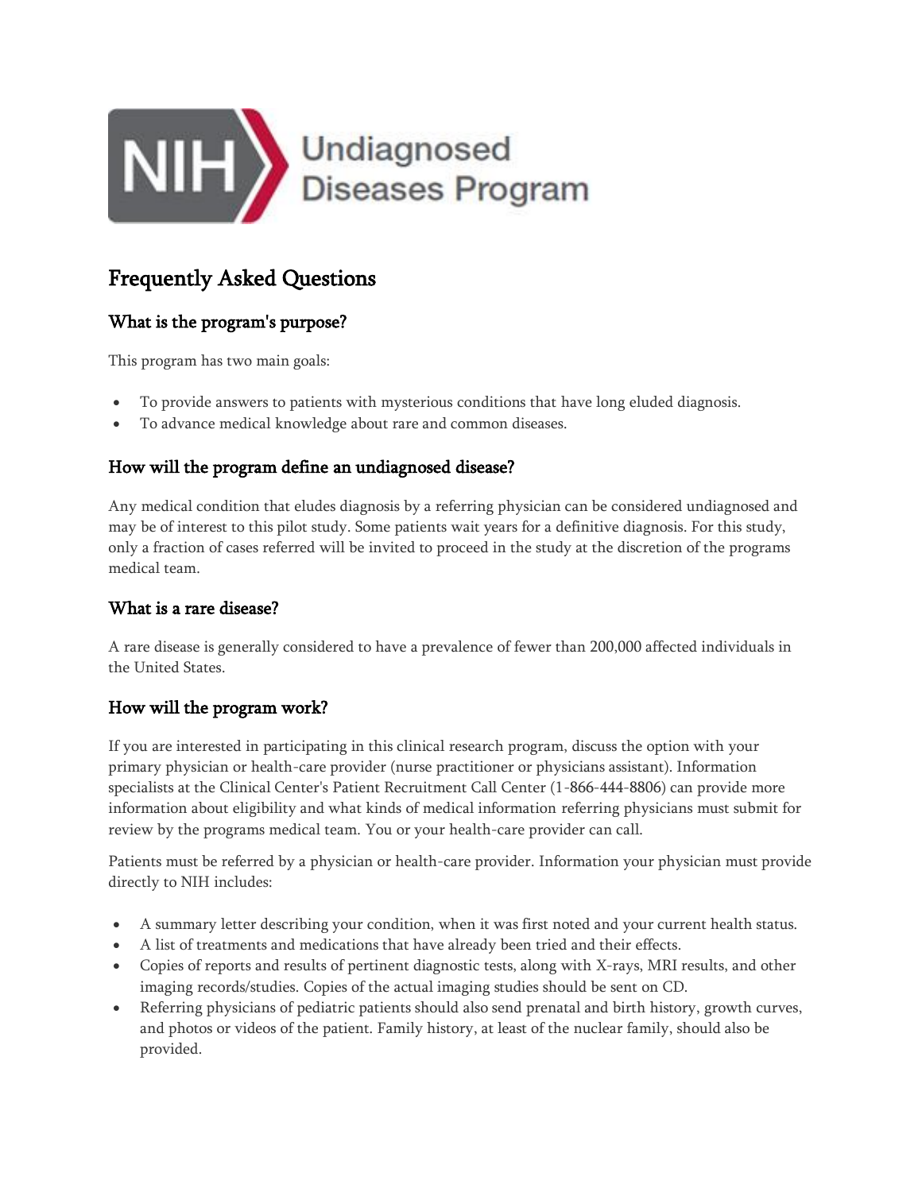NIH Undiagnosed Diseases Program

# Frequently Asked Questions

## What is the program's purpose?

This program has two main goals:

- To provide answers to patients with mysterious conditions that have long eluded diagnosis.
- To advance medical knowledge about rare and common diseases.

## How will the program define an undiagnosed disease?

Any medical condition that eludes diagnosis by a referring physician can be considered undiagnosed and may be of interest to this pilot study. Some patients wait years for a definitive diagnosis. For this study, only a fraction of cases referred will be invited to proceed in the study at the discretion of the programs medical team.

## What is a rare disease?

A rare disease is generally considered to have a prevalence of fewer than 200,000 affected individuals in the United States.

## How will the program work?

If you are interested in participating in this clinical research program, discuss the option with your primary physician or health-care provider (nurse practitioner or physicians assistant). Information specialists at the Clinical Center's Patient Recruitment Call Center (1-866-444-8806) can provide more information about eligibility and what kinds of medical information referring physicians must submit for review by the programs medical team. You or your health-care provider can call.

Patients must be referred by a physician or health-care provider. Information your physician must provide directly to NIH includes:

- A summary letter describing your condition, when it was first noted and your current health status.
- A list of treatments and medications that have already been tried and their effects.
- Copies of reports and results of pertinent diagnostic tests, along with X-rays, MRI results, and other imaging records/studies. Copies of the actual imaging studies should be sent on CD.
- Referring physicians of pediatric patients should also send prenatal and birth history, growth curves, and photos or videos of the patient. Family history, at least of the nuclear family, should also be provided.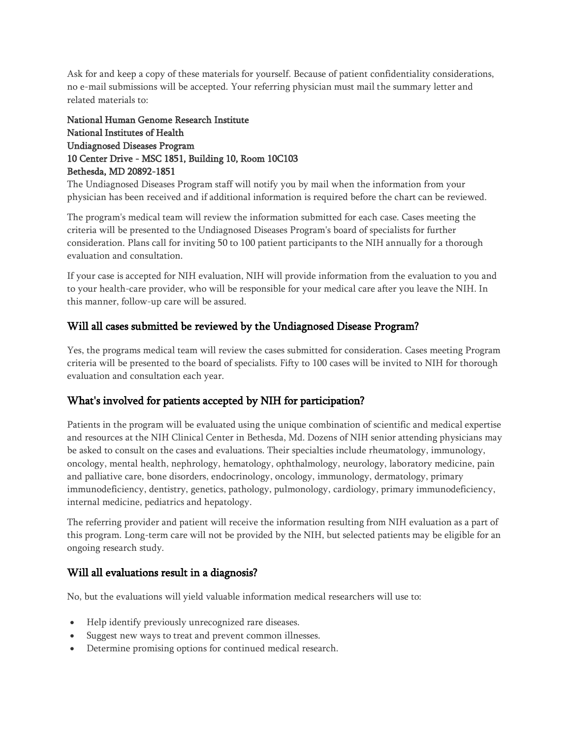Ask for and keep a copy of these materials for yourself. Because of patient confidentiality considerations, no e-mail submissions will be accepted. Your referring physician must mail the summary letter and related materials to:

National Human Genome Research Institute
National Institutes of Health
Undiagnosed Diseases Program
10 Center Drive - MSC 1851, Building 10, Room 10C103
Bethesda, MD 20892-1851

The Undiagnosed Diseases Program staff will notify you by mail when the information from your physician has been received and if additional information is required before the chart can be reviewed.

The program's medical team will review the information submitted for each case. Cases meeting the criteria will be presented to the Undiagnosed Diseases Program's board of specialists for further consideration. Plans call for inviting 50 to 100 patient participants to the NIH annually for a thorough evaluation and consultation.

If your case is accepted for NIH evaluation, NIH will provide information from the evaluation to you and to your health-care provider, who will be responsible for your medical care after you leave the NIH. In this manner, follow-up care will be assured.

## Will all cases submitted be reviewed by the Undiagnosed Disease Program?

Yes, the programs medical team will review the cases submitted for consideration. Cases meeting Program criteria will be presented to the board of specialists. Fifty to 100 cases will be invited to NIH for thorough evaluation and consultation each year.

## What's involved for patients accepted by NIH for participation?

Patients in the program will be evaluated using the unique combination of scientific and medical expertise and resources at the NIH Clinical Center in Bethesda, Md. Dozens of NIH senior attending physicians may be asked to consult on the cases and evaluations. Their specialties include rheumatology, immunology, oncology, mental health, nephrology, hematology, ophthalmology, neurology, laboratory medicine, pain and palliative care, bone disorders, endocrinology, oncology, immunology, dermatology, primary immunodeficiency, dentistry, genetics, pathology, pulmonology, cardiology, primary immunodeficiency, internal medicine, pediatrics and hepatology.

The referring provider and patient will receive the information resulting from NIH evaluation as a part of this program. Long-term care will not be provided by the NIH, but selected patients may be eligible for an ongoing research study.

## Will all evaluations result in a diagnosis?

No, but the evaluations will yield valuable information medical researchers will use to:

- Help identify previously unrecognized rare diseases.
- Suggest new ways to treat and prevent common illnesses.
- Determine promising options for continued medical research.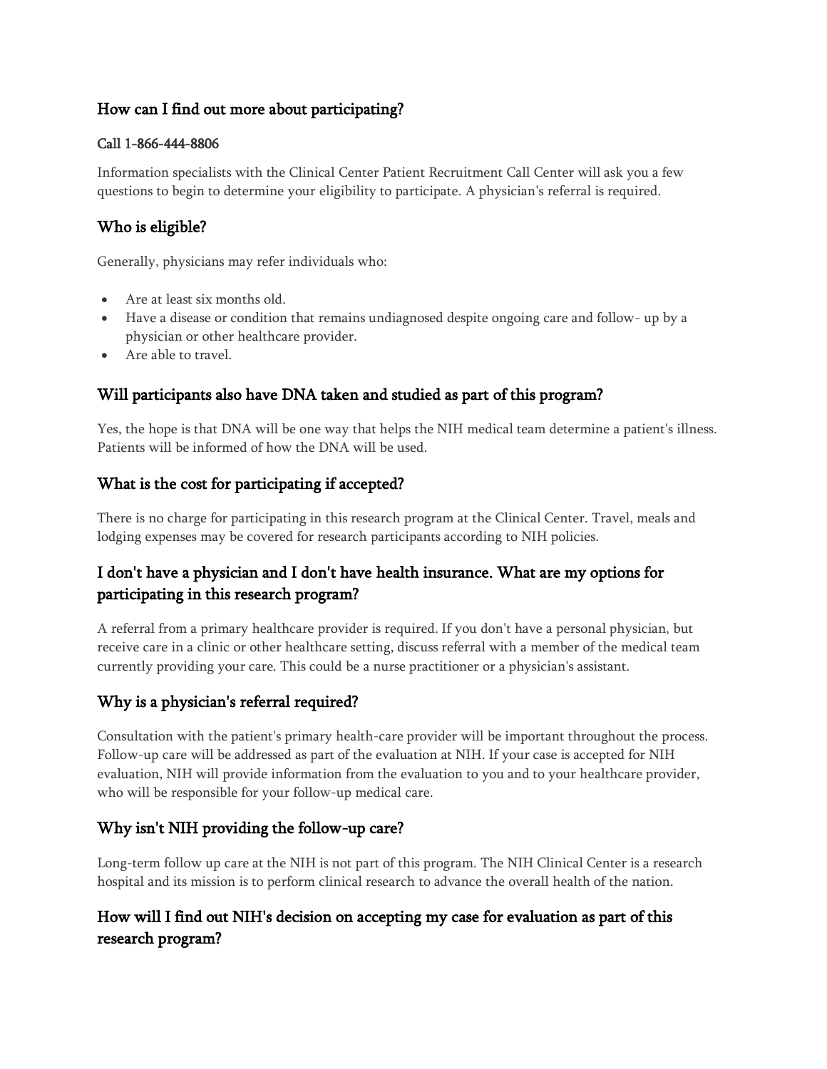## How can I find out more about participating?

#### Call 1-866-444-8806

Information specialists with the Clinical Center Patient Recruitment Call Center will ask you a few questions to begin to determine your eligibility to participate. A physician's referral is required.

## Who is eligible?

Generally, physicians may refer individuals who:

- Are at least six months old.
- Have a disease or condition that remains undiagnosed despite ongoing care and follow- up by a physician or other healthcare provider.
- Are able to travel.

## Will participants also have DNA taken and studied as part of this program?

Yes, the hope is that DNA will be one way that helps the NIH medical team determine a patient's illness. Patients will be informed of how the DNA will be used.

## What is the cost for participating if accepted?

There is no charge for participating in this research program at the Clinical Center. Travel, meals and lodging expenses may be covered for research participants according to NIH policies.

## I don't have a physician and I don't have health insurance. What are my options for participating in this research program?

A referral from a primary healthcare provider is required. If you don't have a personal physician, but receive care in a clinic or other healthcare setting, discuss referral with a member of the medical team currently providing your care. This could be a nurse practitioner or a physician's assistant.

## Why is a physician's referral required?

Consultation with the patient's primary health-care provider will be important throughout the process. Follow-up care will be addressed as part of the evaluation at NIH. If your case is accepted for NIH evaluation, NIH will provide information from the evaluation to you and to your healthcare provider, who will be responsible for your follow-up medical care.

## Why isn't NIH providing the follow-up care?

Long-term follow up care at the NIH is not part of this program. The NIH Clinical Center is a research hospital and its mission is to perform clinical research to advance the overall health of the nation.

## How will I find out NIH's decision on accepting my case for evaluation as part of this research program?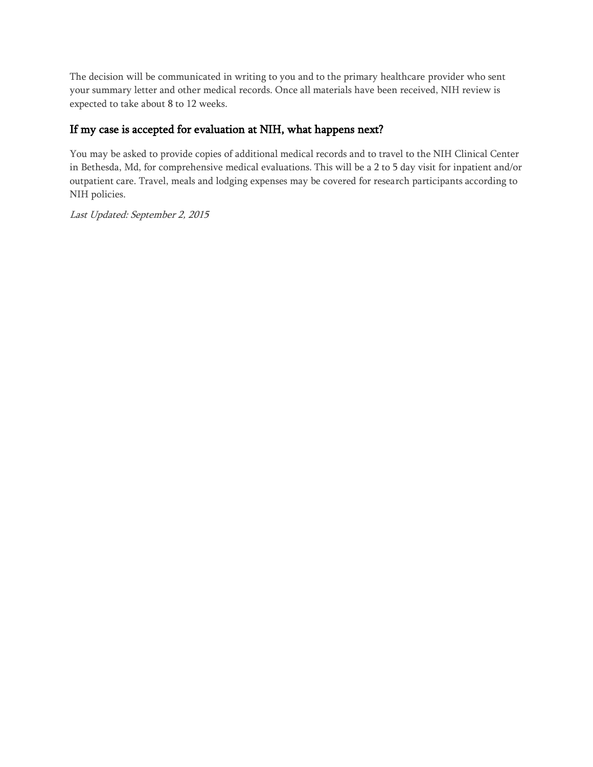The decision will be communicated in writing to you and to the primary healthcare provider who sent your summary letter and other medical records. Once all materials have been received, NIH review is expected to take about 8 to 12 weeks.

## If my case is accepted for evaluation at NIH, what happens next?

You may be asked to provide copies of additional medical records and to travel to the NIH Clinical Center in Bethesda, Md, for comprehensive medical evaluations. This will be a 2 to 5 day visit for inpatient and/or outpatient care. Travel, meals and lodging expenses may be covered for research participants according to NIH policies.

*Last Updated: September 2, 2015*